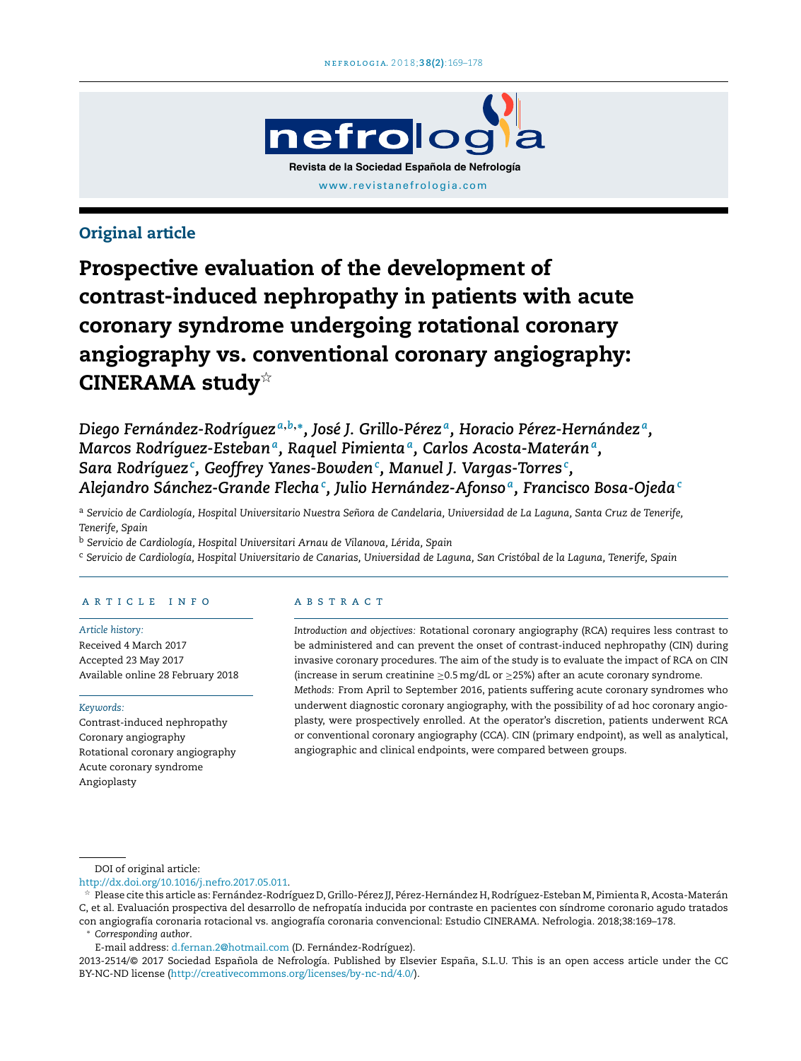Original article

# Prospective evaluation of the development of contrast-induced nephropathy in patients with acute coronary syndrome undergoing rotational coronary angiography vs. conventional coronary angiography: CINERAMA study☆

*Diego Fernández-Rodríguez[a,b,*], José J. Grillo-Pérez[a], Horacio Pérez-Hernández[a], Marcos Rodríguez-Esteban[a], Raquel Pimienta[a], Carlos Acosta-Materán[a], Sara Rodríguez[c], Geoffrey Yanes-Bowden[c], Manuel J. Vargas-Torres[c], Alejandro Sánchez-Grande Flecha[c], Julio Hernández-Afonso[a], Francisco Bosa-Ojeda[c]*

[a] *Servicio de Cardiología, Hospital Universitario Nuestra Señora de Candelaria, Universidad de La Laguna, Santa Cruz de Tenerife, Tenerife, Spain*

[b] *Servicio de Cardiología, Hospital Universitari Arnau de Vilanova, Lérida, Spain*

[c] *Servicio de Cardiología, Hospital Universitario de Canarias, Universidad de Laguna, San Cristóbal de la Laguna, Tenerife, Spain*

## ARTICLE INFO

*Article history:*
Received 4 March 2017
Accepted 23 May 2017
Available online 28 February 2018

*Keywords:*
Contrast-induced nephropathy
Coronary angiography
Rotational coronary angiography
Acute coronary syndrome
Angioplasty

## ABSTRACT

*Introduction and objectives:* Rotational coronary angiography (RCA) requires less contrast to be administered and can prevent the onset of contrast-induced nephropathy (CIN) during invasive coronary procedures. The aim of the study is to evaluate the impact of RCA on CIN (increase in serum creatinine ≥0.5 mg/dL or ≥25%) after an acute coronary syndrome.

*Methods:* From April to September 2016, patients suffering acute coronary syndromes who underwent diagnostic coronary angiography, with the possibility of ad hoc coronary angioplasty, were prospectively enrolled. At the operator's discretion, patients underwent RCA or conventional coronary angiography (CCA). CIN (primary endpoint), as well as analytical, angiographic and clinical endpoints, were compared between groups.

DOI of original article:
http://dx.doi.org/10.1016/j.nefro.2017.05.011.

☆ Please cite this article as: Fernández-Rodríguez D, Grillo-Pérez JJ, Pérez-Hernández H, Rodríguez-Esteban M, Pimienta R, Acosta-Materán C, et al. Evaluación prospectiva del desarrollo de nefropatía inducida por contraste en pacientes con síndrome coronario agudo tratados con angiografía coronaria rotacional vs. angiografía coronaria convencional: Estudio CINERAMA. Nefrologia. 2018;38:169–178.

\* *Corresponding author*.
E-mail address: d.fernan.2@hotmail.com (D. Fernández-Rodríguez).

2013-2514/© 2017 Sociedad Española de Nefrología. Published by Elsevier España, S.L.U. This is an open access article under the CC BY-NC-ND license (http://creativecommons.org/licenses/by-nc-nd/4.0/).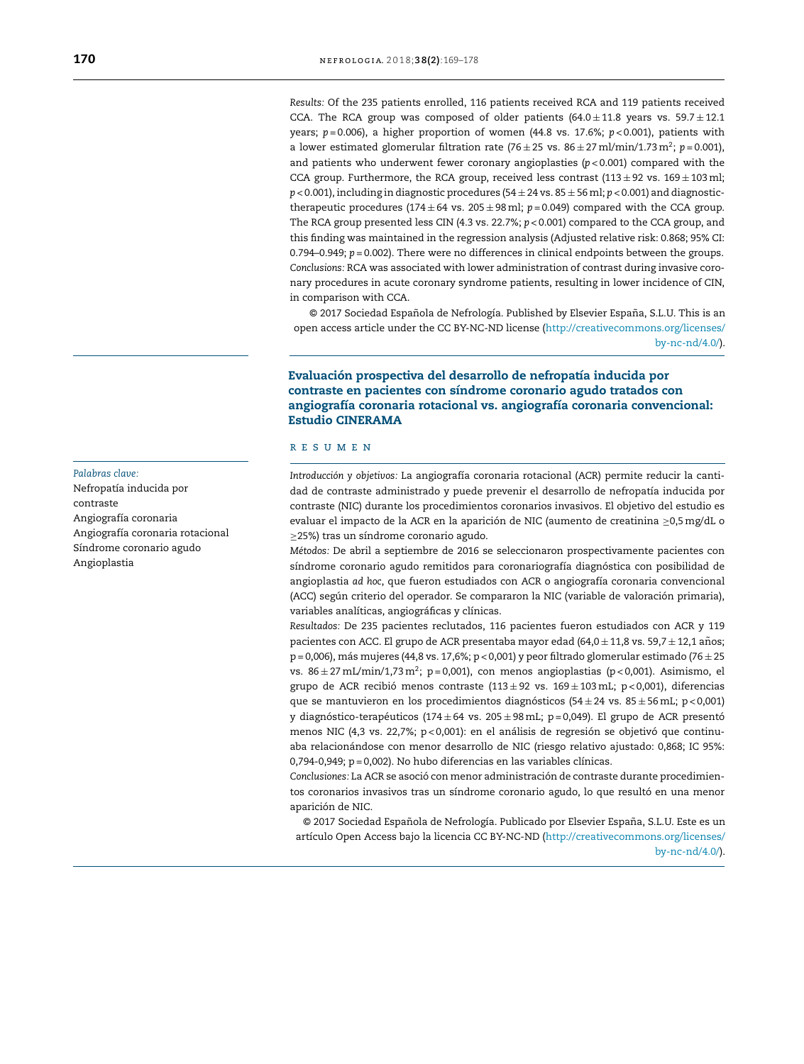*Results:* Of the 235 patients enrolled, 116 patients received RCA and 119 patients received CCA. The RCA group was composed of older patients (64.0 ± 11.8 years vs. 59.7 ± 12.1 years; $p = 0.006$), a higher proportion of women (44.8 vs. 17.6%; $p < 0.001$), patients with a lower estimated glomerular filtration rate (76 ± 25 vs. 86 ± 27 ml/min/1.73 m$^2$; $p = 0.001$), and patients who underwent fewer coronary angioplasties ($p < 0.001$) compared with the CCA group. Furthermore, the RCA group, received less contrast (113 ± 92 vs. 169 ± 103 ml; $p < 0.001$), including in diagnostic procedures (54 ± 24 vs. 85 ± 56 ml; $p < 0.001$) and diagnostic-therapeutic procedures (174 ± 64 vs. 205 ± 98 ml; $p = 0.049$) compared with the CCA group. The RCA group presented less CIN (4.3 vs. 22.7%; $p < 0.001$) compared to the CCA group, and this finding was maintained in the regression analysis (Adjusted relative risk: 0.868; 95% CI: 0.794–0.949; $p = 0.002$). There were no differences in clinical endpoints between the groups.

*Conclusions:* RCA was associated with lower administration of contrast during invasive coronary procedures in acute coronary syndrome patients, resulting in lower incidence of CIN, in comparison with CCA.

© 2017 Sociedad Española de Nefrología. Published by Elsevier España, S.L.U. This is an open access article under the CC BY-NC-ND license (http://creativecommons.org/licenses/by-nc-nd/4.0/).

## Evaluación prospectiva del desarrollo de nefropatía inducida por contraste en pacientes con síndrome coronario agudo tratados con angiografía coronaria rotacional vs. angiografía coronaria convencional: Estudio CINERAMA

*Palabras clave:*
Nefropatía inducida por contraste
Angiografía coronaria
Angiografía coronaria rotacional
Síndrome coronario agudo
Angioplastia

### RESUMEN

*Introducción y objetivos:* La angiografía coronaria rotacional (ACR) permite reducir la cantidad de contraste administrado y puede prevenir el desarrollo de nefropatía inducida por contraste (NIC) durante los procedimientos coronarios invasivos. El objetivo del estudio es evaluar el impacto de la ACR en la aparición de NIC (aumento de creatinina ≥0,5 mg/dL o ≥25%) tras un síndrome coronario agudo.

*Métodos:* De abril a septiembre de 2016 se seleccionaron prospectivamente pacientes con síndrome coronario agudo remitidos para coronariografía diagnóstica con posibilidad de angioplastia *ad hoc*, que fueron estudiados con ACR o angiografía coronaria convencional (ACC) según criterio del operador. Se compararon la NIC (variable de valoración primaria), variables analíticas, angiográficas y clínicas.

*Resultados:* De 235 pacientes reclutados, 116 pacientes fueron estudiados con ACR y 119 pacientes con ACC. El grupo de ACR presentaba mayor edad (64,0 ± 11,8 vs. 59,7 ± 12,1 años; p = 0,006), más mujeres (44,8 vs. 17,6%; p < 0,001) y peor filtrado glomerular estimado (76 ± 25 vs. 86 ± 27 mL/min/1,73 m$^2$; p = 0,001), con menos angioplastias (p < 0,001). Asimismo, el grupo de ACR recibió menos contraste (113 ± 92 vs. 169 ± 103 mL; p < 0,001), diferencias que se mantuvieron en los procedimientos diagnósticos (54 ± 24 vs. 85 ± 56 mL; p < 0,001) y diagnóstico-terapéuticos (174 ± 64 vs. 205 ± 98 mL; p = 0,049). El grupo de ACR presentó menos NIC (4,3 vs. 22,7%; p < 0,001): en el análisis de regresión se objetivó que continuaba relacionándose con menor desarrollo de NIC (riesgo relativo ajustado: 0,868; IC 95%: 0,794-0,949; p = 0,002). No hubo diferencias en las variables clínicas.

*Conclusiones:* La ACR se asoció con menor administración de contraste durante procedimientos coronarios invasivos tras un síndrome coronario agudo, lo que resultó en una menor aparición de NIC.

© 2017 Sociedad Española de Nefrología. Publicado por Elsevier España, S.L.U. Este es un artículo Open Access bajo la licencia CC BY-NC-ND (http://creativecommons.org/licenses/by-nc-nd/4.0/).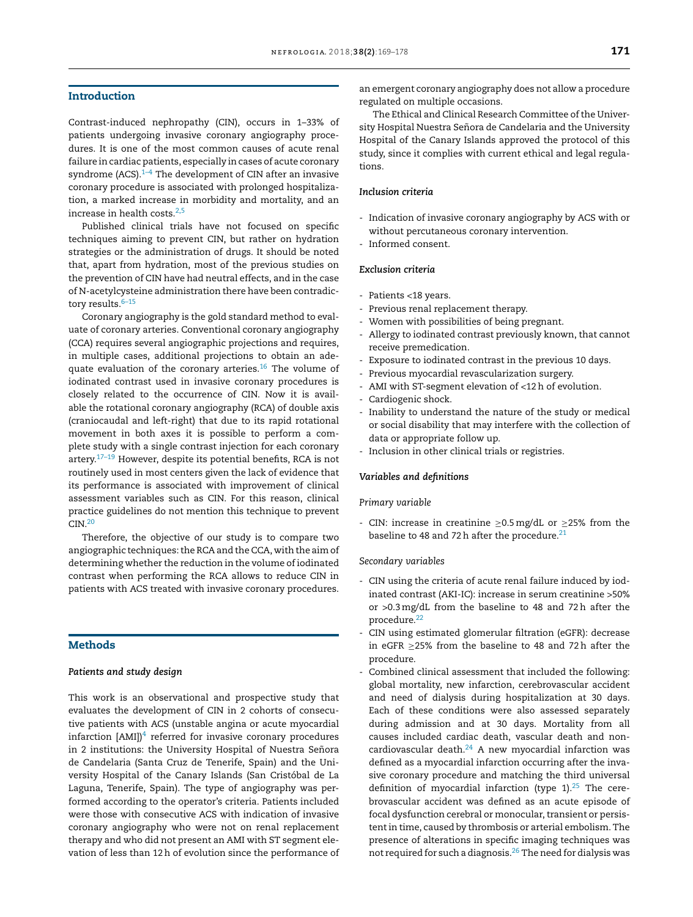## Introduction

Contrast-induced nephropathy (CIN), occurs in 1–33% of patients undergoing invasive coronary angiography procedures. It is one of the most common causes of acute renal failure in cardiac patients, especially in cases of acute coronary syndrome (ACS).[1–4] The development of CIN after an invasive coronary procedure is associated with prolonged hospitalization, a marked increase in morbidity and mortality, and an increase in health costs.[2,5]

Published clinical trials have not focused on specific techniques aiming to prevent CIN, but rather on hydration strategies or the administration of drugs. It should be noted that, apart from hydration, most of the previous studies on the prevention of CIN have had neutral effects, and in the case of N-acetylcysteine administration there have been contradictory results.[6–15]

Coronary angiography is the gold standard method to evaluate of coronary arteries. Conventional coronary angiography (CCA) requires several angiographic projections and requires, in multiple cases, additional projections to obtain an adequate evaluation of the coronary arteries.[16] The volume of iodinated contrast used in invasive coronary procedures is closely related to the occurrence of CIN. Now it is available the rotational coronary angiography (RCA) of double axis (craniocaudal and left-right) that due to its rapid rotational movement in both axes it is possible to perform a complete study with a single contrast injection for each coronary artery.[17–19] However, despite its potential benefits, RCA is not routinely used in most centers given the lack of evidence that its performance is associated with improvement of clinical assessment variables such as CIN. For this reason, clinical practice guidelines do not mention this technique to prevent CIN.[20]

Therefore, the objective of our study is to compare two angiographic techniques: the RCA and the CCA, with the aim of determining whether the reduction in the volume of iodinated contrast when performing the RCA allows to reduce CIN in patients with ACS treated with invasive coronary procedures.

## Methods

### *Patients and study design*

This work is an observational and prospective study that evaluates the development of CIN in 2 cohorts of consecutive patients with ACS (unstable angina or acute myocardial infarction [AMI])[4] referred for invasive coronary procedures in 2 institutions: the University Hospital of Nuestra Señora de Candelaria (Santa Cruz de Tenerife, Spain) and the University Hospital of the Canary Islands (San Cristóbal de La Laguna, Tenerife, Spain). The type of angiography was performed according to the operator's criteria. Patients included were those with consecutive ACS with indication of invasive coronary angiography who were not on renal replacement therapy and who did not present an AMI with ST segment elevation of less than 12 h of evolution since the performance of an emergent coronary angiography does not allow a procedure regulated on multiple occasions.

The Ethical and Clinical Research Committee of the University Hospital Nuestra Señora de Candelaria and the University Hospital of the Canary Islands approved the protocol of this study, since it complies with current ethical and legal regulations.

### *Inclusion criteria*

- Indication of invasive coronary angiography by ACS with or without percutaneous coronary intervention.
- Informed consent.

### *Exclusion criteria*

- Patients <18 years.
- Previous renal replacement therapy.
- Women with possibilities of being pregnant.
- Allergy to iodinated contrast previously known, that cannot receive premedication.
- Exposure to iodinated contrast in the previous 10 days.
- Previous myocardial revascularization surgery.
- AMI with ST-segment elevation of <12 h of evolution.
- Cardiogenic shock.
- Inability to understand the nature of the study or medical or social disability that may interfere with the collection of data or appropriate follow up.
- Inclusion in other clinical trials or registries.

### *Variables and definitions*

#### *Primary variable*

- CIN: increase in creatinine ≥0.5 mg/dL or ≥25% from the baseline to 48 and 72 h after the procedure.[21]

#### *Secondary variables*

- CIN using the criteria of acute renal failure induced by iodinated contrast (AKI-IC): increase in serum creatinine >50% or >0.3 mg/dL from the baseline to 48 and 72 h after the procedure.[22]
- CIN using estimated glomerular filtration (eGFR): decrease in eGFR ≥25% from the baseline to 48 and 72 h after the procedure.
- Combined clinical assessment that included the following: global mortality, new infarction, cerebrovascular accident and need of dialysis during hospitalization at 30 days. Each of these conditions were also assessed separately during admission and at 30 days. Mortality from all causes included cardiac death, vascular death and non-cardiovascular death.[24] A new myocardial infarction was defined as a myocardial infarction occurring after the invasive coronary procedure and matching the third universal definition of myocardial infarction (type 1).[25] The cerebrovascular accident was defined as an acute episode of focal dysfunction cerebral or monocular, transient or persistent in time, caused by thrombosis or arterial embolism. The presence of alterations in specific imaging techniques was not required for such a diagnosis.[26] The need for dialysis was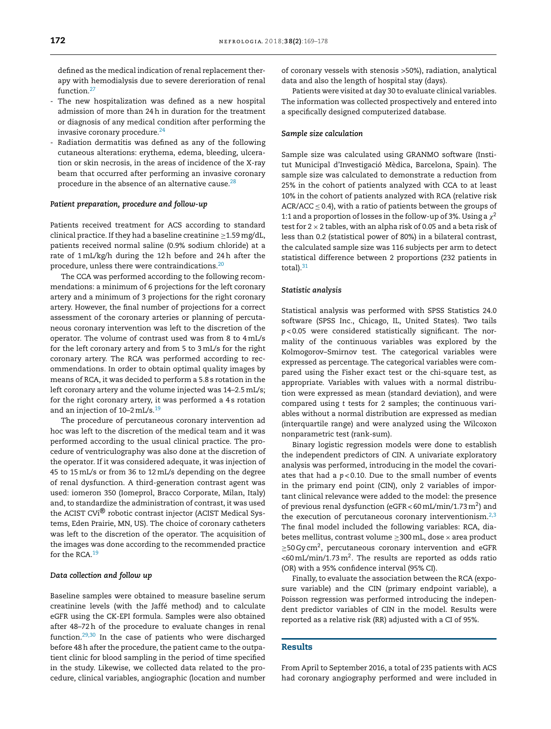defined as the medical indication of renal replacement therapy with hemodialysis due to severe dererioration of renal function.[27]

- The new hospitalization was defined as a new hospital admission of more than 24 h in duration for the treatment or diagnosis of any medical condition after performing the invasive coronary procedure.[24]
- Radiation dermatitis was defined as any of the following cutaneous alterations: erythema, edema, bleeding, ulceration or skin necrosis, in the areas of incidence of the X-ray beam that occurred after performing an invasive coronary procedure in the absence of an alternative cause.[28]

### *Patient preparation, procedure and follow-up*

Patients received treatment for ACS according to standard clinical practice. If they had a baseline creatinine ≥1.59 mg/dL, patients received normal saline (0.9% sodium chloride) at a rate of 1 mL/kg/h during the 12 h before and 24 h after the procedure, unless there were contraindications.[20]

The CCA was performed according to the following recommendations: a minimum of 6 projections for the left coronary artery and a minimum of 3 projections for the right coronary artery. However, the final number of projections for a correct assessment of the coronary arteries or planning of percutaneous coronary intervention was left to the discretion of the operator. The volume of contrast used was from 8 to 4 mL/s for the left coronary artery and from 5 to 3 mL/s for the right coronary artery. The RCA was performed according to recommendations. In order to obtain optimal quality images by means of RCA, it was decided to perform a 5.8 s rotation in the left coronary artery and the volume injected was 14–2.5 mL/s; for the right coronary artery, it was performed a 4 s rotation and an injection of 10–2 mL/s.[19]

The procedure of percutaneous coronary intervention ad hoc was left to the discretion of the medical team and it was performed according to the usual clinical practice. The procedure of ventriculography was also done at the discretion of the operator. If it was considered adequate, it was injection of 45 to 15 mL/s or from 36 to 12 mL/s depending on the degree of renal dysfunction. A third-generation contrast agent was used: iomeron 350 (Iomeprol, Bracco Corporate, Milan, Italy) and, to standardize the administration of contrast, it was used the ACIST CVi® robotic contrast injector (ACIST Medical Systems, Eden Prairie, MN, US). The choice of coronary catheters was left to the discretion of the operator. The acquisition of the images was done according to the recommended practice for the RCA.[19]

### *Data collection and follow up*

Baseline samples were obtained to measure baseline serum creatinine levels (with the Jaffé method) and to calculate eGFR using the CK-EPI formula. Samples were also obtained after 48–72 h of the procedure to evaluate changes in renal function.[29,30] In the case of patients who were discharged before 48 h after the procedure, the patient came to the outpatient clinic for blood sampling in the period of time specified in the study. Likewise, we collected data related to the procedure, clinical variables, angiographic (location and number of coronary vessels with stenosis >50%), radiation, analytical data and also the length of hospital stay (days).

Patients were visited at day 30 to evaluate clinical variables. The information was collected prospectively and entered into a specifically designed computerized database.

### *Sample size calculation*

Sample size was calculated using GRANMO software (Institut Municipal d'Investigació Mèdica, Barcelona, Spain). The sample size was calculated to demonstrate a reduction from 25% in the cohort of patients analyzed with CCA to at least 10% in the cohort of patients analyzed with RCA (relative risk ACR/ACC ≤ 0.4), with a ratio of patients between the groups of 1:1 and a proportion of losses in the follow-up of 3%. Using a $\chi^2$ test for 2 × 2 tables, with an alpha risk of 0.05 and a beta risk of less than 0.2 (statistical power of 80%) in a bilateral contrast, the calculated sample size was 116 subjects per arm to detect statistical difference between 2 proportions (232 patients in total).[31]

### *Statistic analysis*

Statistical analysis was performed with SPSS Statistics 24.0 software (SPSS Inc., Chicago, IL, United States). Two tails $p < 0.05$ were considered statistically significant. The normality of the continuous variables was explored by the Kolmogorov–Smirnov test. The categorical variables were expressed as percentage. The categorical variables were compared using the Fisher exact test or the chi-square test, as appropriate. Variables with values with a normal distribution were expressed as mean (standard deviation), and were compared using *t* tests for 2 samples; the continuous variables without a normal distribution are expressed as median (interquartile range) and were analyzed using the Wilcoxon nonparametric test (rank-sum).

Binary logistic regression models were done to establish the independent predictors of CIN. A univariate exploratory analysis was performed, introducing in the model the covariates that had a $p < 0.10$. Due to the small number of events in the primary end point (CIN), only 2 variables of important clinical relevance were added to the model: the presence of previous renal dysfunction (eGFR < 60 mL/min/1.73 $m^2$) and the execution of percutaneous coronary interventionism.[2,3] The final model included the following variables: RCA, diabetes mellitus, contrast volume ≥300 mL, dose × area product ≥50 Gy $cm^2$, percutaneous coronary intervention and eGFR <60 mL/min/1.73 $m^2$. The results are reported as odds ratio (OR) with a 95% confidence interval (95% CI).

Finally, to evaluate the association between the RCA (exposure variable) and the CIN (primary endpoint variable), a Poisson regression was performed introducing the independent predictor variables of CIN in the model. Results were reported as a relative risk (RR) adjusted with a CI of 95%.

## Results

From April to September 2016, a total of 235 patients with ACS had coronary angiography performed and were included in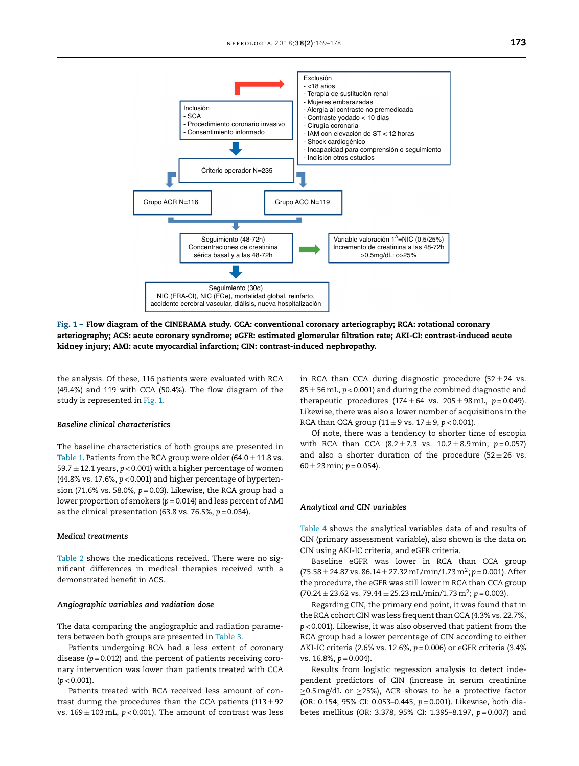Exclusión
- <18 años
- Terapia de sustitución renal
- Mujeres embarazadas
- Alergia al contraste no premedicada
- Contraste yodado < 10 días
- Cirugía coronaria
- IAM con elevación de ST < 12 horas
- Shock cardiogénico
- Incapacidad para comprensión o seguimiento
- Inclisión otros estudios

Inclusión
- SCA
- Procedimiento coronario invasivo
- Consentimiento informado

Criterio operador N=235

Grupo ACR N=116

Grupo ACC N=119

Seguimiento (48-72h)
Concentraciones de creatinina sérica basal y a las 48-72h

Variable valoración 1ª=NIC (0,5/25%)
Incremento de creatinina a las 48-72h ≥0,5mg/dL: o≥25%

Seguimiento (30d)
NIC (FRA-CI), NIC (FGe), mortalidad global, reinfarto, accidente cerebral vascular, diálisis, nueva hospitalización

**Fig. 1 – Flow diagram of the CINERAMA study. CCA: conventional coronary arteriography; RCA: rotational coronary arteriography; ACS: acute coronary syndrome; eGFR: estimated glomerular filtration rate; AKI-CI: contrast-induced acute kidney injury; AMI: acute myocardial infarction; CIN: contrast-induced nephropathy.**

the analysis. Of these, 116 patients were evaluated with RCA (49.4%) and 119 with CCA (50.4%). The flow diagram of the study is represented in Fig. 1.

### *Baseline clinical characteristics*

The baseline characteristics of both groups are presented in Table 1. Patients from the RCA group were older (64.0 ± 11.8 vs. 59.7 ± 12.1 years, $p < 0.001$) with a higher percentage of women (44.8% vs. 17.6%, $p < 0.001$) and higher percentage of hypertension (71.6% vs. 58.0%, $p = 0.03$). Likewise, the RCA group had a lower proportion of smokers ($p = 0.014$) and less percent of AMI as the clinical presentation (63.8 vs. 76.5%, $p = 0.034$).

### *Medical treatments*

Table 2 shows the medications received. There were no significant differences in medical therapies received with a demonstrated benefit in ACS.

### *Angiographic variables and radiation dose*

The data comparing the angiographic and radiation parameters between both groups are presented in Table 3.

Patients undergoing RCA had a less extent of coronary disease ($p = 0.012$) and the percent of patients receiving coronary intervention was lower than patients treated with CCA ($p < 0.001$).

Patients treated with RCA received less amount of contrast during the procedures than the CCA patients (113 ± 92 vs. 169 ± 103 mL, $p < 0.001$). The amount of contrast was less in RCA than CCA during diagnostic procedure (52 ± 24 vs. 85 ± 56 mL, $p < 0.001$) and during the combined diagnostic and therapeutic procedures (174 ± 64 vs. 205 ± 98 mL, $p = 0.049$). Likewise, there was also a lower number of acquisitions in the RCA than CCA group (11 ± 9 vs. 17 ± 9, $p < 0.001$).

Of note, there was a tendency to shorter time of escopia with RCA than CCA (8.2 ± 7.3 vs. 10.2 ± 8.9 min; $p = 0.057$) and also a shorter duration of the procedure (52 ± 26 vs. 60 ± 23 min; $p = 0.054$).

### *Analytical and CIN variables*

Table 4 shows the analytical variables data of and results of CIN (primary assessment variable), also shown is the data on CIN using AKI-IC criteria, and eGFR criteria.

Baseline eGFR was lower in RCA than CCA group (75.58 ± 24.87 vs. 86.14 ± 27.32 mL/min/1.73 $m^2$; $p = 0.001$). After the procedure, the eGFR was still lower in RCA than CCA group (70.24 ± 23.62 vs. 79.44 ± 25.23 mL/min/1.73 $m^2$; $p = 0.003$).

Regarding CIN, the primary end point, it was found that in the RCA cohort CIN was less frequent than CCA (4.3% vs. 22.7%, $p < 0.001$). Likewise, it was also observed that patient from the RCA group had a lower percentage of CIN according to either AKI-IC criteria (2.6% vs. 12.6%, $p = 0.006$) or eGFR criteria (3.4% vs. 16.8%, $p = 0.004$).

Results from logistic regression analysis to detect independent predictors of CIN (increase in serum creatinine ≥0.5 mg/dL or ≥25%), ACR shows to be a protective factor (OR: 0.154; 95% CI: 0.053–0.445, $p = 0.001$). Likewise, both diabetes mellitus (OR: 3.378, 95% CI: 1.395–8.197, $p = 0.007$) and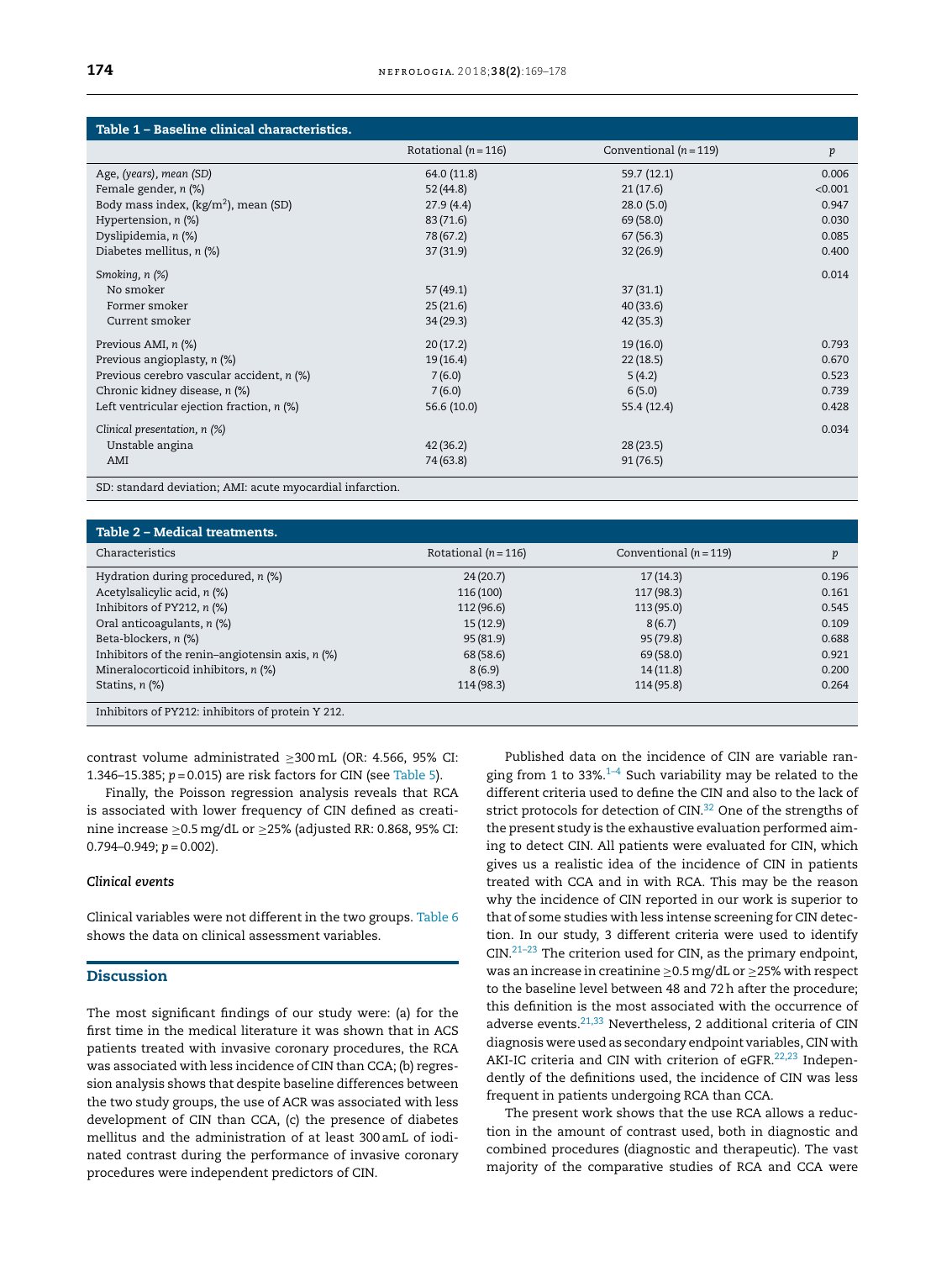**Table 1 – Baseline clinical characteristics.**

| | Rotational (n = 116) | Conventional (n = 119) | p |
|---|---|---|---|
| Age, (years), mean (SD) | 64.0 (11.8) | 59.7 (12.1) | 0.006 |
| Female gender, n (%) | 52 (44.8) | 21 (17.6) | <0.001 |
| Body mass index, (kg/m$^2$), mean (SD) | 27.9 (4.4) | 28.0 (5.0) | 0.947 |
| Hypertension, n (%) | 83 (71.6) | 69 (58.0) | 0.030 |
| Dyslipidemia, n (%) | 78 (67.2) | 67 (56.3) | 0.085 |
| Diabetes mellitus, n (%) | 37 (31.9) | 32 (26.9) | 0.400 |
| *Smoking, n (%)* | | | 0.014 |
| No smoker | 57 (49.1) | 37 (31.1) | |
| Former smoker | 25 (21.6) | 40 (33.6) | |
| Current smoker | 34 (29.3) | 42 (35.3) | |
| Previous AMI, n (%) | 20 (17.2) | 19 (16.0) | 0.793 |
| Previous angioplasty, n (%) | 19 (16.4) | 22 (18.5) | 0.670 |
| Previous cerebro vascular accident, n (%) | 7 (6.0) | 5 (4.2) | 0.523 |
| Chronic kidney disease, n (%) | 7 (6.0) | 6 (5.0) | 0.739 |
| Left ventricular ejection fraction, n (%) | 56.6 (10.0) | 55.4 (12.4) | 0.428 |
| *Clinical presentation, n (%)* | | | 0.034 |
| Unstable angina | 42 (36.2) | 28 (23.5) | |
| AMI | 74 (63.8) | 91 (76.5) | |

SD: standard deviation; AMI: acute myocardial infarction.

**Table 2 – Medical treatments.**

| Characteristics | Rotational (n = 116) | Conventional (n = 119) | p |
|---|---|---|---|
| Hydration during procedured, n (%) | 24 (20.7) | 17 (14.3) | 0.196 |
| Acetylsalicylic acid, n (%) | 116 (100) | 117 (98.3) | 0.161 |
| Inhibitors of PY212, n (%) | 112 (96.6) | 113 (95.0) | 0.545 |
| Oral anticoagulants, n (%) | 15 (12.9) | 8 (6.7) | 0.109 |
| Beta-blockers, n (%) | 95 (81.9) | 95 (79.8) | 0.688 |
| Inhibitors of the renin–angiotensin axis, n (%) | 68 (58.6) | 69 (58.0) | 0.921 |
| Mineralocorticoid inhibitors, n (%) | 8 (6.9) | 14 (11.8) | 0.200 |
| Statins, n (%) | 114 (98.3) | 114 (95.8) | 0.264 |

Inhibitors of PY212: inhibitors of protein Y 212.

contrast volume administrated ≥300 mL (OR: 4.566, 95% CI: 1.346–15.385; p = 0.015) are risk factors for CIN (see Table 5).

Finally, the Poisson regression analysis reveals that RCA is associated with lower frequency of CIN defined as creatinine increase ≥0.5 mg/dL or ≥25% (adjusted RR: 0.868, 95% CI: 0.794–0.949; p = 0.002).

### Clinical events

Clinical variables were not different in the two groups. Table 6 shows the data on clinical assessment variables.

## Discussion

The most significant findings of our study were: (a) for the first time in the medical literature it was shown that in ACS patients treated with invasive coronary procedures, the RCA was associated with less incidence of CIN than CCA; (b) regression analysis shows that despite baseline differences between the two study groups, the use of ACR was associated with less development of CIN than CCA, (c) the presence of diabetes mellitus and the administration of at least 300 amL of iodinated contrast during the performance of invasive coronary procedures were independent predictors of CIN.

Published data on the incidence of CIN are variable ranging from 1 to 33%.[1–4] Such variability may be related to the different criteria used to define the CIN and also to the lack of strict protocols for detection of CIN.[32] One of the strengths of the present study is the exhaustive evaluation performed aiming to detect CIN. All patients were evaluated for CIN, which gives us a realistic idea of the incidence of CIN in patients treated with CCA and in with RCA. This may be the reason why the incidence of CIN reported in our work is superior to that of some studies with less intense screening for CIN detection. In our study, 3 different criteria were used to identify CIN.[21–23] The criterion used for CIN, as the primary endpoint, was an increase in creatinine ≥0.5 mg/dL or ≥25% with respect to the baseline level between 48 and 72 h after the procedure; this definition is the most associated with the occurrence of adverse events.[21,33] Nevertheless, 2 additional criteria of CIN diagnosis were used as secondary endpoint variables, CIN with AKI-IC criteria and CIN with criterion of eGFR.[22,23] Independently of the definitions used, the incidence of CIN was less frequent in patients undergoing RCA than CCA.

The present work shows that the use RCA allows a reduction in the amount of contrast used, both in diagnostic and combined procedures (diagnostic and therapeutic). The vast majority of the comparative studies of RCA and CCA were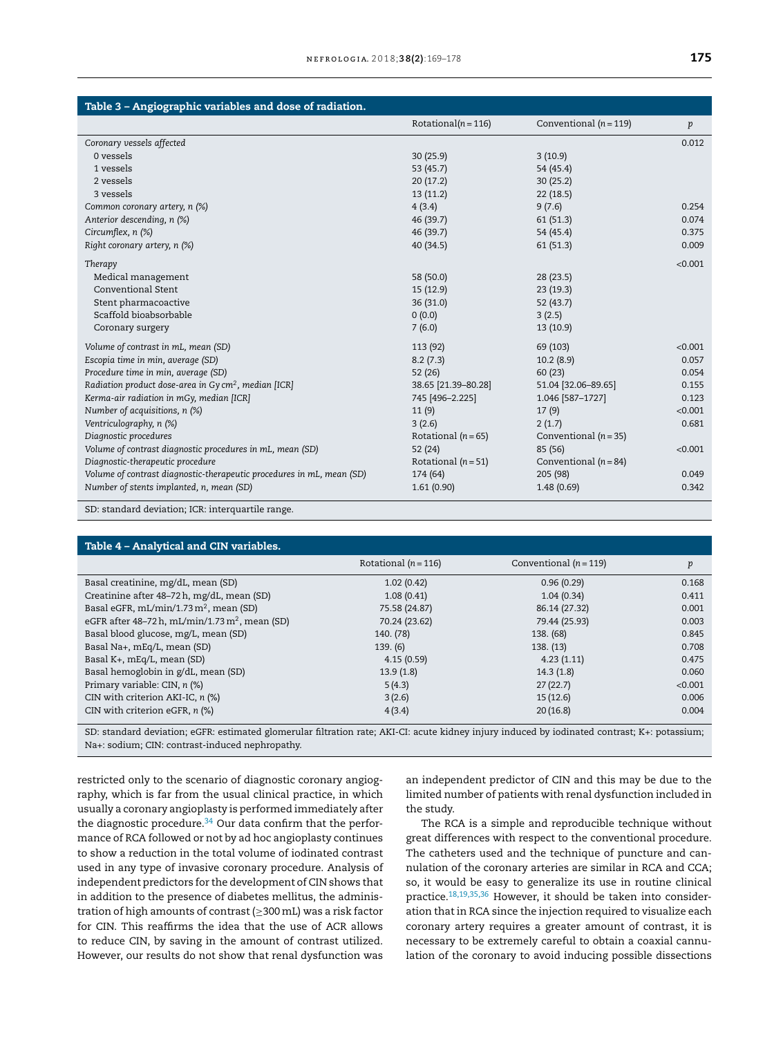**Table 3 – Angiographic variables and dose of radiation.**

| | Rotational(n = 116) | Conventional (n = 119) | p |
|---|---|---|---|
| *Coronary vessels affected* | | | 0.012 |
| 0 vessels | 30 (25.9) | 3 (10.9) | |
| 1 vessels | 53 (45.7) | 54 (45.4) | |
| 2 vessels | 20 (17.2) | 30 (25.2) | |
| 3 vessels | 13 (11.2) | 22 (18.5) | |
| *Common coronary artery, n (%)* | 4 (3.4) | 9 (7.6) | 0.254 |
| *Anterior descending, n (%)* | 46 (39.7) | 61 (51.3) | 0.074 |
| *Circumflex, n (%)* | 46 (39.7) | 54 (45.4) | 0.375 |
| *Right coronary artery, n (%)* | 40 (34.5) | 61 (51.3) | 0.009 |
| *Therapy* | | | <0.001 |
| Medical management | 58 (50.0) | 28 (23.5) | |
| Conventional Stent | 15 (12.9) | 23 (19.3) | |
| Stent pharmacoactive | 36 (31.0) | 52 (43.7) | |
| Scaffold bioabsorbable | 0 (0.0) | 3 (2.5) | |
| Coronary surgery | 7 (6.0) | 13 (10.9) | |
| *Volume of contrast in mL, mean (SD)* | 113 (92) | 69 (103) | <0.001 |
| *Escopia time in min, average (SD)* | 8.2 (7.3) | 10.2 (8.9) | 0.057 |
| *Procedure time in min, average (SD)* | 52 (26) | 60 (23) | 0.054 |
| *Radiation product dose-area in Gy cm$^2$, median [ICR]* | 38.65 [21.39–80.28] | 51.04 [32.06–89.65] | 0.155 |
| *Kerma-air radiation in mGy, median [ICR]* | 745 [496–2.225] | 1.046 [587–1727] | 0.123 |
| *Number of acquisitions, n (%)* | 11 (9) | 17 (9) | <0.001 |
| *Ventriculography, n (%)* | 3 (2.6) | 2 (1.7) | 0.681 |
| *Diagnostic procedures* | Rotational (n = 65) | Conventional (n = 35) | |
| *Volume of contrast diagnostic procedures in mL, mean (SD)* | 52 (24) | 85 (56) | <0.001 |
| *Diagnostic-therapeutic procedure* | Rotational (n = 51) | Conventional (n = 84) | |
| *Volume of contrast diagnostic-therapeutic procedures in mL, mean (SD)* | 174 (64) | 205 (98) | 0.049 |
| *Number of stents implanted, n, mean (SD)* | 1.61 (0.90) | 1.48 (0.69) | 0.342 |

SD: standard deviation; ICR: interquartile range.

**Table 4 – Analytical and CIN variables.**

| | Rotational (n = 116) | Conventional (n = 119) | p |
|---|---|---|---|
| Basal creatinine, mg/dL, mean (SD) | 1.02 (0.42) | 0.96 (0.29) | 0.168 |
| Creatinine after 48–72 h, mg/dL, mean (SD) | 1.08 (0.41) | 1.04 (0.34) | 0.411 |
| Basal eGFR, mL/min/1.73 m$^2$, mean (SD) | 75.58 (24.87) | 86.14 (27.32) | 0.001 |
| eGFR after 48–72 h, mL/min/1.73 m$^2$, mean (SD) | 70.24 (23.62) | 79.44 (25.93) | 0.003 |
| Basal blood glucose, mg/L, mean (SD) | 140. (78) | 138. (68) | 0.845 |
| Basal Na+, mEq/L, mean (SD) | 139. (6) | 138. (13) | 0.708 |
| Basal K+, mEq/L, mean (SD) | 4.15 (0.59) | 4.23 (1.11) | 0.475 |
| Basal hemoglobin in g/dL, mean (SD) | 13.9 (1.8) | 14.3 (1.8) | 0.060 |
| Primary variable: CIN, n (%) | 5 (4.3) | 27 (22.7) | <0.001 |
| CIN with criterion AKI-IC, n (%) | 3 (2.6) | 15 (12.6) | 0.006 |
| CIN with criterion eGFR, n (%) | 4 (3.4) | 20 (16.8) | 0.004 |

SD: standard deviation; eGFR: estimated glomerular filtration rate; AKI-CI: acute kidney injury induced by iodinated contrast; K+: potassium; Na+: sodium; CIN: contrast-induced nephropathy.

restricted only to the scenario of diagnostic coronary angiography, which is far from the usual clinical practice, in which usually a coronary angioplasty is performed immediately after the diagnostic procedure.[34] Our data confirm that the performance of RCA followed or not by ad hoc angioplasty continues to show a reduction in the total volume of iodinated contrast used in any type of invasive coronary procedure. Analysis of independent predictors for the development of CIN shows that in addition to the presence of diabetes mellitus, the administration of high amounts of contrast (≥300 mL) was a risk factor for CIN. This reaffirms the idea that the use of ACR allows to reduce CIN, by saving in the amount of contrast utilized. However, our results do not show that renal dysfunction was an independent predictor of CIN and this may be due to the limited number of patients with renal dysfunction included in the study.

The RCA is a simple and reproducible technique without great differences with respect to the conventional procedure. The catheters used and the technique of puncture and cannulation of the coronary arteries are similar in RCA and CCA; so, it would be easy to generalize its use in routine clinical practice.[18,19,35,36] However, it should be taken into consideration that in RCA since the injection required to visualize each coronary artery requires a greater amount of contrast, it is necessary to be extremely careful to obtain a coaxial cannulation of the coronary to avoid inducing possible dissections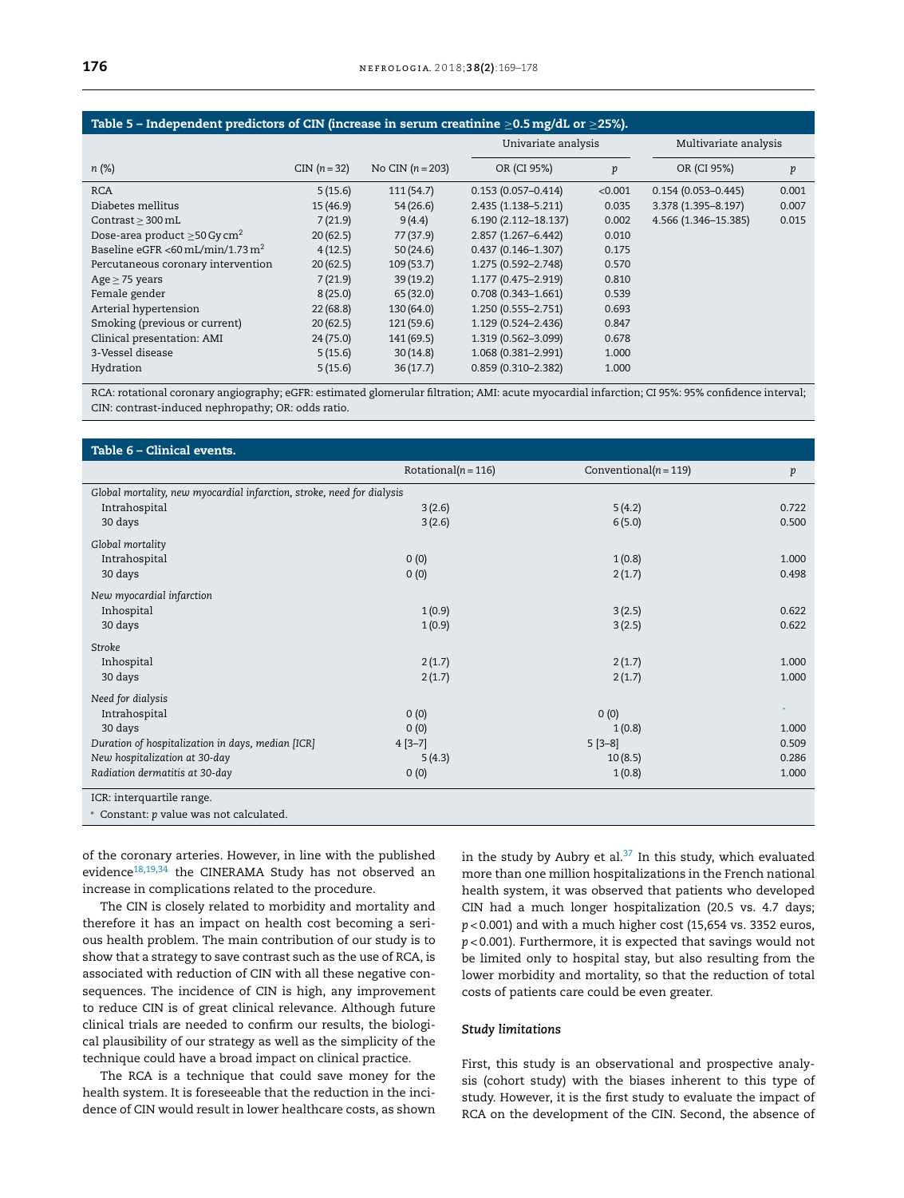**Table 5 – Independent predictors of CIN (increase in serum creatinine ≥0.5 mg/dL or ≥25%).**

| n (%) | CIN (n = 32) | No CIN (n = 203) | Univariate analysis | | Multivariate analysis | |
|---|---|---|---|---|---|---|
| | | | OR (CI 95%) | p | OR (CI 95%) | p |
| RCA | 5 (15.6) | 111 (54.7) | 0.153 (0.057–0.414) | <0.001 | 0.154 (0.053–0.445) | 0.001 |
| Diabetes mellitus | 15 (46.9) | 54 (26.6) | 2.435 (1.138–5.211) | 0.035 | 3.378 (1.395–8.197) | 0.007 |
| Contrast ≥ 300 mL | 7 (21.9) | 9 (4.4) | 6.190 (2.112–18.137) | 0.002 | 4.566 (1.346–15.385) | 0.015 |
| Dose-area product ≥50 Gy cm$^2$ | 20 (62.5) | 77 (37.9) | 2.857 (1.267–6.442) | 0.010 | | |
| Baseline eGFR <60 mL/min/1.73 m$^2$ | 4 (12.5) | 50 (24.6) | 0.437 (0.146–1.307) | 0.175 | | |
| Percutaneous coronary intervention | 20 (62.5) | 109 (53.7) | 1.275 (0.592–2.748) | 0.570 | | |
| Age ≥ 75 years | 7 (21.9) | 39 (19.2) | 1.177 (0.475–2.919) | 0.810 | | |
| Female gender | 8 (25.0) | 65 (32.0) | 0.708 (0.343–1.661) | 0.539 | | |
| Arterial hypertension | 22 (68.8) | 130 (64.0) | 1.250 (0.555–2.751) | 0.693 | | |
| Smoking (previous or current) | 20 (62.5) | 121 (59.6) | 1.129 (0.524–2.436) | 0.847 | | |
| Clinical presentation: AMI | 24 (75.0) | 141 (69.5) | 1.319 (0.562–3.099) | 0.678 | | |
| 3-Vessel disease | 5 (15.6) | 30 (14.8) | 1.068 (0.381–2.991) | 1.000 | | |
| Hydration | 5 (15.6) | 36 (17.7) | 0.859 (0.310–2.382) | 1.000 | | |

RCA: rotational coronary angiography; eGFR: estimated glomerular filtration; AMI: acute myocardial infarction; CI 95%: 95% confidence interval; CIN: contrast-induced nephropathy; OR: odds ratio.

**Table 6 – Clinical events.**

| | Rotational (n = 116) | Conventional (n = 119) | p |
|---|---|---|---|
| *Global mortality, new myocardial infarction, stroke, need for dialysis* | | | |
| Intrahospital | 3 (2.6) | 5 (4.2) | 0.722 |
| 30 days | 3 (2.6) | 6 (5.0) | 0.500 |
| *Global mortality* | | | |
| Intrahospital | 0 (0) | 1 (0.8) | 1.000 |
| 30 days | 0 (0) | 2 (1.7) | 0.498 |
| *New myocardial infarction* | | | |
| Inhospital | 1 (0.9) | 3 (2.5) | 0.622 |
| 30 days | 1 (0.9) | 3 (2.5) | 0.622 |
| *Stroke* | | | |
| Inhospital | 2 (1.7) | 2 (1.7) | 1.000 |
| 30 days | 2 (1.7) | 2 (1.7) | 1.000 |
| *Need for dialysis* | | | |
| Intrahospital | 0 (0) | 0 (0) | * |
| 30 days | 0 (0) | 1 (0.8) | 1.000 |
| *Duration of hospitalization in days, median [ICR]* | 4 [3–7] | 5 [3–8] | 0.509 |
| *New hospitalization at 30-day* | 5 (4.3) | 10 (8.5) | 0.286 |
| *Radiation dermatitis at 30-day* | 0 (0) | 1 (0.8) | 1.000 |

ICR: interquartile range.

* Constant: p value was not calculated.

of the coronary arteries. However, in line with the published evidence[18,19,34] the CINERAMA Study has not observed an increase in complications related to the procedure.

The CIN is closely related to morbidity and mortality and therefore it has an impact on health cost becoming a serious health problem. The main contribution of our study is to show that a strategy to save contrast such as the use of RCA, is associated with reduction of CIN with all these negative consequences. The incidence of CIN is high, any improvement to reduce CIN is of great clinical relevance. Although future clinical trials are needed to confirm our results, the biological plausibility of our strategy as well as the simplicity of the technique could have a broad impact on clinical practice.

The RCA is a technique that could save money for the health system. It is foreseeable that the reduction in the incidence of CIN would result in lower healthcare costs, as shown in the study by Aubry et al.[37] In this study, which evaluated more than one million hospitalizations in the French national health system, it was observed that patients who developed CIN had a much longer hospitalization (20.5 vs. 4.7 days; $p < 0.001$) and with a much higher cost (15,654 vs. 3352 euros, $p < 0.001$). Furthermore, it is expected that savings would not be limited only to hospital stay, but also resulting from the lower morbidity and mortality, so that the reduction of total costs of patients care could be even greater.

### Study limitations

First, this study is an observational and prospective analysis (cohort study) with the biases inherent to this type of study. However, it is the first study to evaluate the impact of RCA on the development of the CIN. Second, the absence of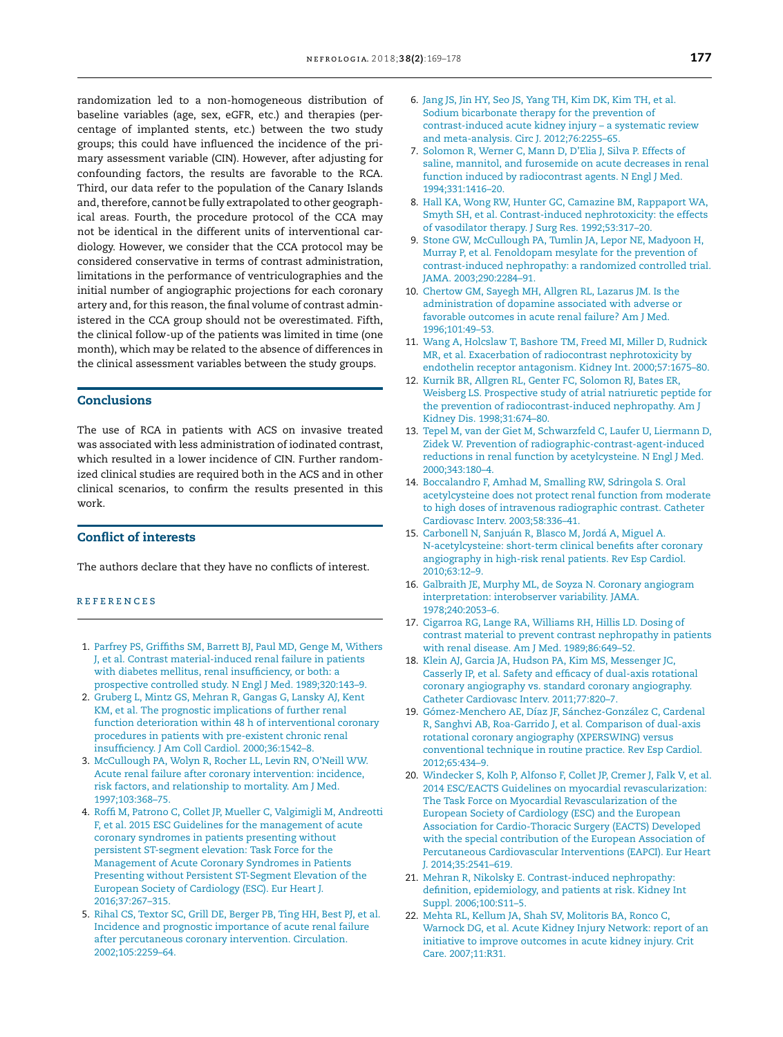randomization led to a non-homogeneous distribution of baseline variables (age, sex, eGFR, etc.) and therapies (percentage of implanted stents, etc.) between the two study groups; this could have influenced the incidence of the primary assessment variable (CIN). However, after adjusting for confounding factors, the results are favorable to the RCA. Third, our data refer to the population of the Canary Islands and, therefore, cannot be fully extrapolated to other geographical areas. Fourth, the procedure protocol of the CCA may not be identical in the different units of interventional cardiology. However, we consider that the CCA protocol may be considered conservative in terms of contrast administration, limitations in the performance of ventriculographies and the initial number of angiographic projections for each coronary artery and, for this reason, the final volume of contrast administered in the CCA group should not be overestimated. Fifth, the clinical follow-up of the patients was limited in time (one month), which may be related to the absence of differences in the clinical assessment variables between the study groups.

## Conclusions

The use of RCA in patients with ACS on invasive treated was associated with less administration of iodinated contrast, which resulted in a lower incidence of CIN. Further randomized clinical studies are required both in the ACS and in other clinical scenarios, to confirm the results presented in this work.

## Conflict of interests

The authors declare that they have no conflicts of interest.

## REFERENCES

1. Parfrey PS, Griffiths SM, Barrett BJ, Paul MD, Genge M, Withers J, et al. Contrast material-induced renal failure in patients with diabetes mellitus, renal insufficiency, or both: a prospective controlled study. N Engl J Med. 1989;320:143–9.
2. Gruberg L, Mintz GS, Mehran R, Gangas G, Lansky AJ, Kent KM, et al. The prognostic implications of further renal function deterioration within 48 h of interventional coronary procedures in patients with pre-existent chronic renal insufficiency. J Am Coll Cardiol. 2000;36:1542–8.
3. McCullough PA, Wolyn R, Rocher LL, Levin RN, O'Neill WW. Acute renal failure after coronary intervention: incidence, risk factors, and relationship to mortality. Am J Med. 1997;103:368–75.
4. Roffi M, Patrono C, Collet JP, Mueller C, Valgimigli M, Andreotti F, et al. 2015 ESC Guidelines for the management of acute coronary syndromes in patients presenting without persistent ST-segment elevation: Task Force for the Management of Acute Coronary Syndromes in Patients Presenting without Persistent ST-Segment Elevation of the European Society of Cardiology (ESC). Eur Heart J. 2016;37:267–315.
5. Rihal CS, Textor SC, Grill DE, Berger PB, Ting HH, Best PJ, et al. Incidence and prognostic importance of acute renal failure after percutaneous coronary intervention. Circulation. 2002;105:2259–64.
6. Jang JS, Jin HY, Seo JS, Yang TH, Kim DK, Kim TH, et al. Sodium bicarbonate therapy for the prevention of contrast-induced acute kidney injury – a systematic review and meta-analysis. Circ J. 2012;76:2255–65.
7. Solomon R, Werner C, Mann D, D'Elia J, Silva P. Effects of saline, mannitol, and furosemide on acute decreases in renal function induced by radiocontrast agents. N Engl J Med. 1994;331:1416–20.
8. Hall KA, Wong RW, Hunter GC, Camazine BM, Rappaport WA, Smyth SH, et al. Contrast-induced nephrotoxicity: the effects of vasodilator therapy. J Surg Res. 1992;53:317–20.
9. Stone GW, McCullough PA, Tumlin JA, Lepor NE, Madyoon H, Murray P, et al. Fenoldopam mesylate for the prevention of contrast-induced nephropathy: a randomized controlled trial. JAMA. 2003;290:2284–91.
10. Chertow GM, Sayegh MH, Allgren RL, Lazarus JM. Is the administration of dopamine associated with adverse or favorable outcomes in acute renal failure? Am J Med. 1996;101:49–53.
11. Wang A, Holcslaw T, Bashore TM, Freed MI, Miller D, Rudnick MR, et al. Exacerbation of radiocontrast nephrotoxicity by endothelin receptor antagonism. Kidney Int. 2000;57:1675–80.
12. Kurnik BR, Allgren RL, Genter FC, Solomon RJ, Bates ER, Weisberg LS. Prospective study of atrial natriuretic peptide for the prevention of radiocontrast-induced nephropathy. Am J Kidney Dis. 1998;31:674–80.
13. Tepel M, van der Giet M, Schwarzfeld C, Laufer U, Liermann D, Zidek W. Prevention of radiographic-contrast-agent-induced reductions in renal function by acetylcysteine. N Engl J Med. 2000;343:180–4.
14. Boccalandro F, Amhad M, Smalling RW, Sdringola S. Oral acetylcysteine does not protect renal function from moderate to high doses of intravenous radiographic contrast. Catheter Cardiovasc Interv. 2003;58:336–41.
15. Carbonell N, Sanjuán R, Blasco M, Jordá A, Miguel A. N-acetylcysteine: short-term clinical benefits after coronary angiography in high-risk renal patients. Rev Esp Cardiol. 2010;63:12–9.
16. Galbraith JE, Murphy ML, de Soyza N. Coronary angiogram interpretation: interobserver variability. JAMA. 1978;240:2053–6.
17. Cigarroa RG, Lange RA, Williams RH, Hillis LD. Dosing of contrast material to prevent contrast nephropathy in patients with renal disease. Am J Med. 1989;86:649–52.
18. Klein AJ, Garcia JA, Hudson PA, Kim MS, Messenger JC, Casserly IP, et al. Safety and efficacy of dual-axis rotational coronary angiography vs. standard coronary angiography. Catheter Cardiovasc Interv. 2011;77:820–7.
19. Gómez-Menchero AE, Díaz JF, Sánchez-González C, Cardenal R, Sanghvi AB, Roa-Garrido J, et al. Comparison of dual-axis rotational coronary angiography (XPERSWING) versus conventional technique in routine practice. Rev Esp Cardiol. 2012;65:434–9.
20. Windecker S, Kolh P, Alfonso F, Collet JP, Cremer J, Falk V, et al. 2014 ESC/EACTS Guidelines on myocardial revascularization: The Task Force on Myocardial Revascularization of the European Society of Cardiology (ESC) and the European Association for Cardio-Thoracic Surgery (EACTS) Developed with the special contribution of the European Association of Percutaneous Cardiovascular Interventions (EAPCI). Eur Heart J. 2014;35:2541–619.
21. Mehran R, Nikolsky E. Contrast-induced nephropathy: definition, epidemiology, and patients at risk. Kidney Int Suppl. 2006;100:S11–5.
22. Mehta RL, Kellum JA, Shah SV, Molitoris BA, Ronco C, Warnock DG, et al. Acute Kidney Injury Network: report of an initiative to improve outcomes in acute kidney injury. Crit Care. 2007;11:R31.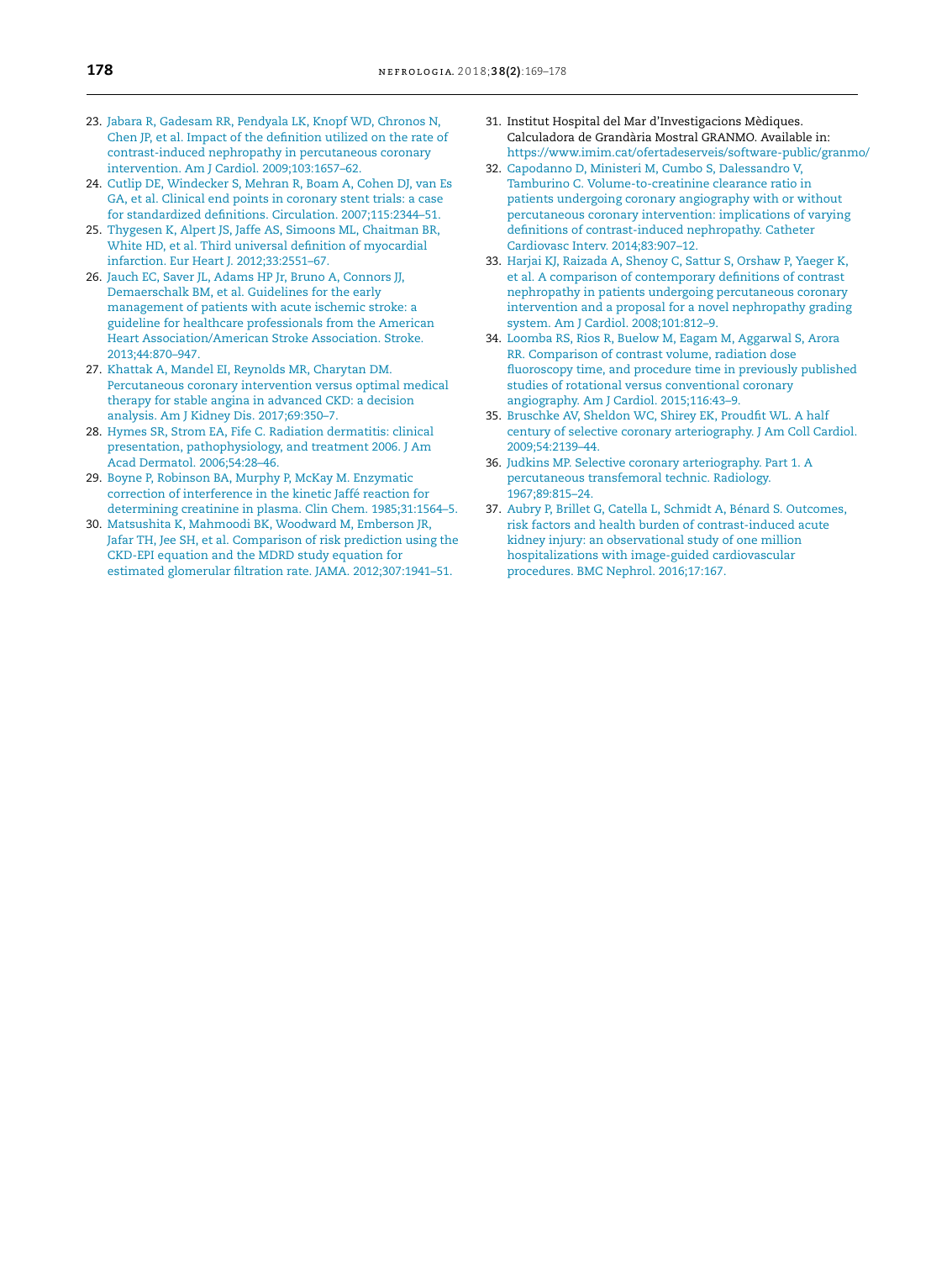23. Jabara R, Gadesam RR, Pendyala LK, Knopf WD, Chronos N, Chen JP, et al. Impact of the definition utilized on the rate of contrast-induced nephropathy in percutaneous coronary intervention. Am J Cardiol. 2009;103:1657–62.
24. Cutlip DE, Windecker S, Mehran R, Boam A, Cohen DJ, van Es GA, et al. Clinical end points in coronary stent trials: a case for standardized definitions. Circulation. 2007;115:2344–51.
25. Thygesen K, Alpert JS, Jaffe AS, Simoons ML, Chaitman BR, White HD, et al. Third universal definition of myocardial infarction. Eur Heart J. 2012;33:2551–67.
26. Jauch EC, Saver JL, Adams HP Jr, Bruno A, Connors JJ, Demaerschalk BM, et al. Guidelines for the early management of patients with acute ischemic stroke: a guideline for healthcare professionals from the American Heart Association/American Stroke Association. Stroke. 2013;44:870–947.
27. Khattak A, Mandel EI, Reynolds MR, Charytan DM. Percutaneous coronary intervention versus optimal medical therapy for stable angina in advanced CKD: a decision analysis. Am J Kidney Dis. 2017;69:350–7.
28. Hymes SR, Strom EA, Fife C. Radiation dermatitis: clinical presentation, pathophysiology, and treatment 2006. J Am Acad Dermatol. 2006;54:28–46.
29. Boyne P, Robinson BA, Murphy P, McKay M. Enzymatic correction of interference in the kinetic Jaffé reaction for determining creatinine in plasma. Clin Chem. 1985;31:1564–5.
30. Matsushita K, Mahmoodi BK, Woodward M, Emberson JR, Jafar TH, Jee SH, et al. Comparison of risk prediction using the CKD-EPI equation and the MDRD study equation for estimated glomerular filtration rate. JAMA. 2012;307:1941–51.
31. Institut Hospital del Mar d'Investigacions Mèdiques. Calculadora de Grandària Mostral GRANMO. Available in: https://www.imim.cat/ofertadeserveis/software-public/granmo/
32. Capodanno D, Ministeri M, Cumbo S, Dalessandro V, Tamburino C. Volume-to-creatinine clearance ratio in patients undergoing coronary angiography with or without percutaneous coronary intervention: implications of varying definitions of contrast-induced nephropathy. Catheter Cardiovasc Interv. 2014;83:907–12.
33. Harjai KJ, Raizada A, Shenoy C, Sattur S, Orshaw P, Yaeger K, et al. A comparison of contemporary definitions of contrast nephropathy in patients undergoing percutaneous coronary intervention and a proposal for a novel nephropathy grading system. Am J Cardiol. 2008;101:812–9.
34. Loomba RS, Rios R, Buelow M, Eagam M, Aggarwal S, Arora RR. Comparison of contrast volume, radiation dose fluoroscopy time, and procedure time in previously published studies of rotational versus conventional coronary angiography. Am J Cardiol. 2015;116:43–9.
35. Bruschke AV, Sheldon WC, Shirey EK, Proudfit WL. A half century of selective coronary arteriography. J Am Coll Cardiol. 2009;54:2139–44.
36. Judkins MP. Selective coronary arteriography. Part 1. A percutaneous transfemoral technic. Radiology. 1967;89:815–24.
37. Aubry P, Brillet G, Catella L, Schmidt A, Bénard S. Outcomes, risk factors and health burden of contrast-induced acute kidney injury: an observational study of one million hospitalizations with image-guided cardiovascular procedures. BMC Nephrol. 2016;17:167.